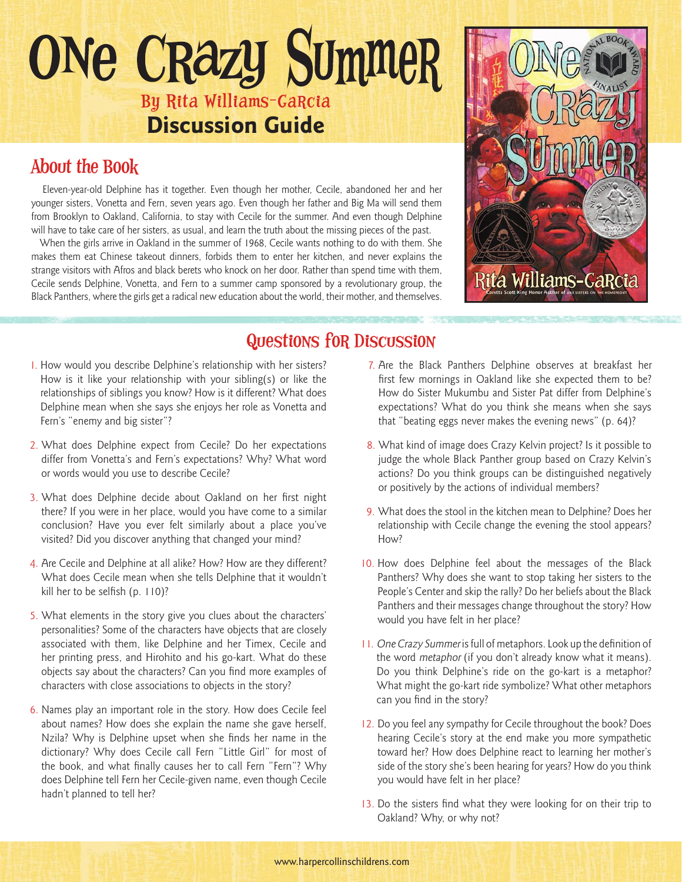# One Crazy Summer

## By Rita Williams-Garcia

## Discussion Guide

## About the Book

Eleven-year-old Delphine has it together. Even though her mother, Cecile, abandoned her and her younger sisters, Vonetta and Fern, seven years ago. Even though her father and Big Ma will send them from Brooklyn to Oakland, California, to stay with Cecile for the summer. And even though Delphine will have to take care of her sisters, as usual, and learn the truth about the missing pieces of the past.

When the girls arrive in Oakland in the summer of 1968, Cecile wants nothing to do with them. She makes them eat Chinese takeout dinners, forbids them to enter her kitchen, and never explains the strange visitors with Afros and black berets who knock on her door. Rather than spend time with them, Cecile sends Delphine, Vonetta, and Fern to a summer camp sponsored by a revolutionary group, the Black Panthers, where the girls get a radical new education about the world, their mother, and themselves.

## Questions for Discussion

1. How would you describe Delphine's relationship with her sisters? How is it like your relationship with your sibling(s) or like the relationships of siblings you know? How is it different? What does Delphine mean when she says she enjoys her role as Vonetta and Fern's "enemy and big sister"?

2. What does Delphine expect from Cecile? Do her expectations differ from Vonetta's and Fern's expectations? Why? What word or words would you use to describe Cecile?

3. What does Delphine decide about Oakland on her first night there? If you were in her place, would you have come to a similar conclusion? Have you ever felt similarly about a place you've visited? Did you discover anything that changed your mind?

4. Are Cecile and Delphine at all alike? How? How are they different? What does Cecile mean when she tells Delphine that it wouldn't kill her to be selfish (p. 110)?

5. What elements in the story give you clues about the characters' personalities? Some of the characters have objects that are closely associated with them, like Delphine and her Timex, Cecile and her printing press, and Hirohito and his go-kart. What do these objects say about the characters? Can you find more examples of characters with close associations to objects in the story?

6. Names play an important role in the story. How does Cecile feel about names? How does she explain the name she gave herself, Nzila? Why is Delphine upset when she finds her name in the dictionary? Why does Cecile call Fern "Little Girl" for most of the book, and what finally causes her to call Fern "Fern"? Why does Delphine tell Fern her Cecile-given name, even though Cecile hadn't planned to tell her?

7. Are the Black Panthers Delphine observes at breakfast her first few mornings in Oakland like she expected them to be? How do Sister Mukumbu and Sister Pat differ from Delphine's expectations? What do you think she means when she says that "beating eggs never makes the evening news" (p. 64)?

8. What kind of image does Crazy Kelvin project? Is it possible to judge the whole Black Panther group based on Crazy Kelvin's actions? Do you think groups can be distinguished negatively or positively by the actions of individual members?

9. What does the stool in the kitchen mean to Delphine? Does her relationship with Cecile change the evening the stool appears? How?

10. How does Delphine feel about the messages of the Black Panthers? Why does she want to stop taking her sisters to the People's Center and skip the rally? Do her beliefs about the Black Panthers and their messages change throughout the story? How would you have felt in her place?

11. *One Crazy Summer* is full of metaphors. Look up the definition of the word *metaphor* (if you don't already know what it means). Do you think Delphine's ride on the go-kart is a metaphor? What might the go-kart ride symbolize? What other metaphors can you find in the story?

12. Do you feel any sympathy for Cecile throughout the book? Does hearing Cecile's story at the end make you more sympathetic toward her? How does Delphine react to learning her mother's side of the story she's been hearing for years? How do you think you would have felt in her place?

13. Do the sisters find what they were looking for on their trip to Oakland? Why, or why not?

www.harpercollinschildrens.com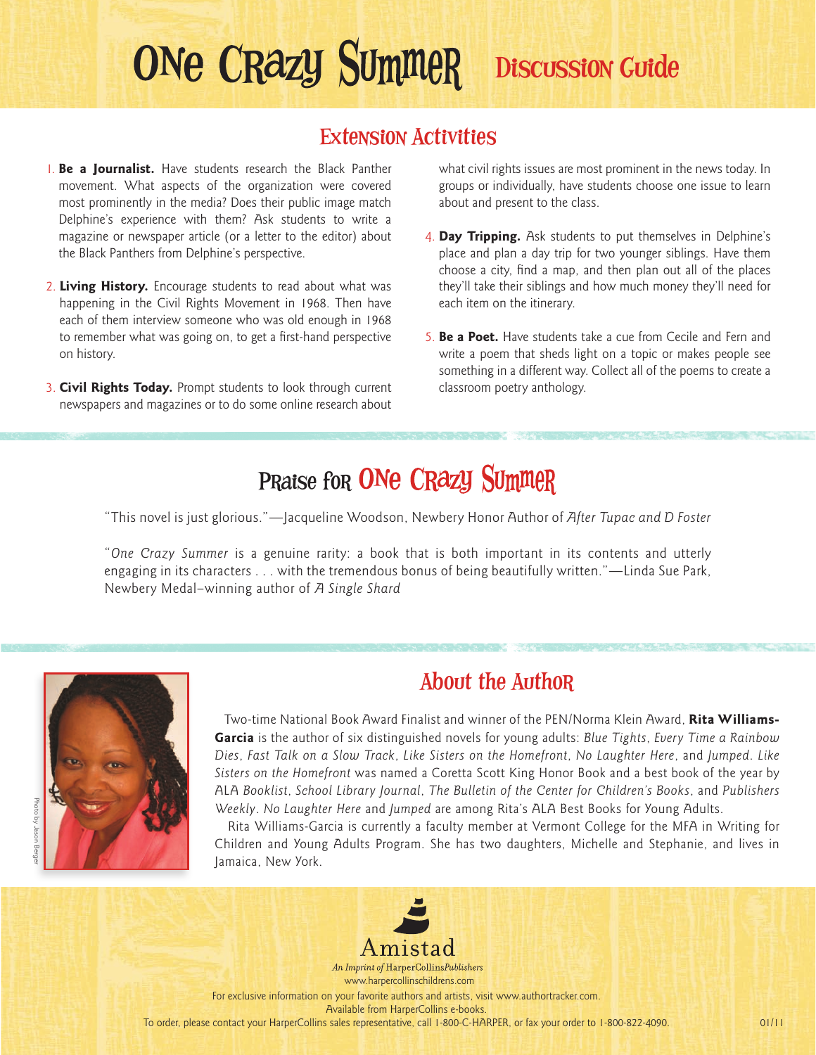# One Crazy Summer Discussion Guide

## Extension Activities

1. **Be a Journalist.** Have students research the Black Panther movement. What aspects of the organization were covered most prominently in the media? Does their public image match Delphine's experience with them? Ask students to write a magazine or newspaper article (or a letter to the editor) about the Black Panthers from Delphine's perspective.

2. **Living History.** Encourage students to read about what was happening in the Civil Rights Movement in 1968. Then have each of them interview someone who was old enough in 1968 to remember what was going on, to get a first-hand perspective on history.

3. **Civil Rights Today.** Prompt students to look through current newspapers and magazines or to do some online research about what civil rights issues are most prominent in the news today. In groups or individually, have students choose one issue to learn about and present to the class.

4. **Day Tripping.** Ask students to put themselves in Delphine's place and plan a day trip for two younger siblings. Have them choose a city, find a map, and then plan out all of the places they'll take their siblings and how much money they'll need for each item on the itinerary.

5. **Be a Poet.** Have students take a cue from Cecile and Fern and write a poem that sheds light on a topic or makes people see something in a different way. Collect all of the poems to create a classroom poetry anthology.

## Praise for One Crazy Summer

"This novel is just glorious."—Jacqueline Woodson, Newbery Honor Author of *After Tupac and D Foster*

"*One Crazy Summer* is a genuine rarity: a book that is both important in its contents and utterly engaging in its characters . . . with the tremendous bonus of being beautifully written."—Linda Sue Park, Newbery Medal–winning author of *A Single Shard*

## About the Author

Photo by Jason Berger

Two-time National Book Award Finalist and winner of the PEN/Norma Klein Award, **Rita Williams-Garcia** is the author of six distinguished novels for young adults: *Blue Tights*, *Every Time a Rainbow Dies*, *Fast Talk on a Slow Track*, *Like Sisters on the Homefront*, *No Laughter Here*, and *Jumped*. *Like Sisters on the Homefront* was named a Coretta Scott King Honor Book and a best book of the year by ALA *Booklist*, *School Library Journal*, *The Bulletin of the Center for Children's Books*, and *Publishers Weekly*. *No Laughter Here* and *Jumped* are among Rita's ALA Best Books for Young Adults.

Rita Williams-Garcia is currently a faculty member at Vermont College for the MFA in Writing for Children and Young Adults Program. She has two daughters, Michelle and Stephanie, and lives in Jamaica, New York.

Amistad
*An Imprint of* HarperCollins*Publishers*
www.harpercollinschildrens.com

For exclusive information on your favorite authors and artists, visit www.authortracker.com.
Available from HarperCollins e-books.
To order, please contact your HarperCollins sales representative, call 1-800-C-HARPER, or fax your order to 1-800-822-4090.

01/11